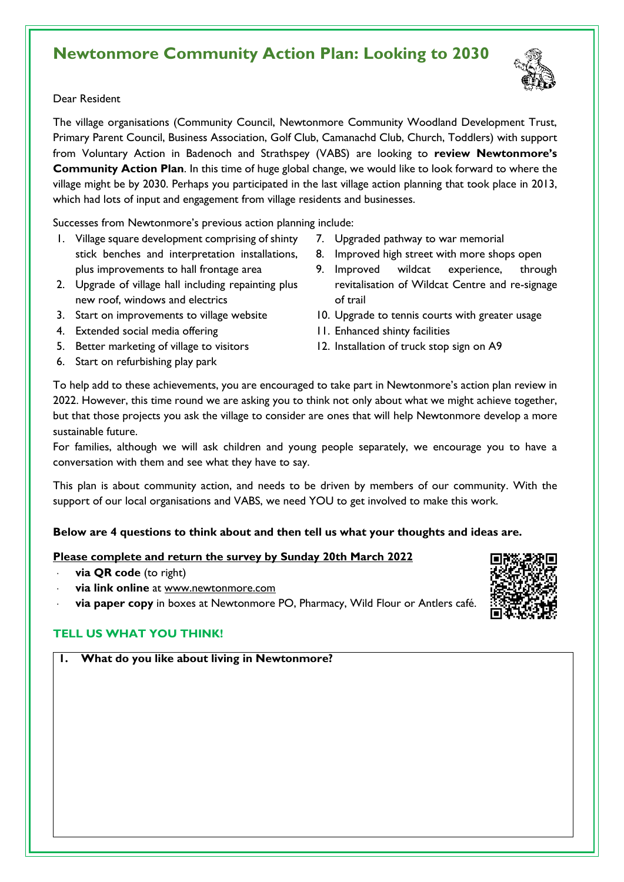# Newtonmore Community Action Plan: Looking to 2030

Dear Resident

The village organisations (Community Council, Newtonmore Community Woodland Development Trust, Primary Parent Council, Business Association, Golf Club, Camanachd Club, Church, Toddlers) with support from Voluntary Action in Badenoch and Strathspey (VABS) are looking to **review Newtonmore's Community Action Plan**. In this time of huge global change, we would like to look forward to where the village might be by 2030. Perhaps you participated in the last village action planning that took place in 2013, which had lots of input and engagement from village residents and businesses.

Successes from Newtonmore's previous action planning include:

1. Village square development comprising of shinty stick benches and interpretation installations, plus improvements to hall frontage area
2. Upgrade of village hall including repainting plus new roof, windows and electrics
3. Start on improvements to village website
4. Extended social media offering
5. Better marketing of village to visitors
6. Start on refurbishing play park
7. Upgraded pathway to war memorial
8. Improved high street with more shops open
9. Improved wildcat experience, through revitalisation of Wildcat Centre and re-signage of trail
10. Upgrade to tennis courts with greater usage
11. Enhanced shinty facilities
12. Installation of truck stop sign on A9

To help add to these achievements, you are encouraged to take part in Newtonmore's action plan review in 2022. However, this time round we are asking you to think not only about what we might achieve together, but that those projects you ask the village to consider are ones that will help Newtonmore develop a more sustainable future.

For families, although we will ask children and young people separately, we encourage you to have a conversation with them and see what they have to say.

This plan is about community action, and needs to be driven by members of our community. With the support of our local organisations and VABS, we need YOU to get involved to make this work.

**Below are 4 questions to think about and then tell us what your thoughts and ideas are.**

**Please complete and return the survey by Sunday 20th March 2022**

- **via QR code** (to right)
- **via link online** at www.newtonmore.com
- **via paper copy** in boxes at Newtonmore PO, Pharmacy, Wild Flour or Antlers café.

## TELL US WHAT YOU THINK!

**1. What do you like about living in Newtonmore?**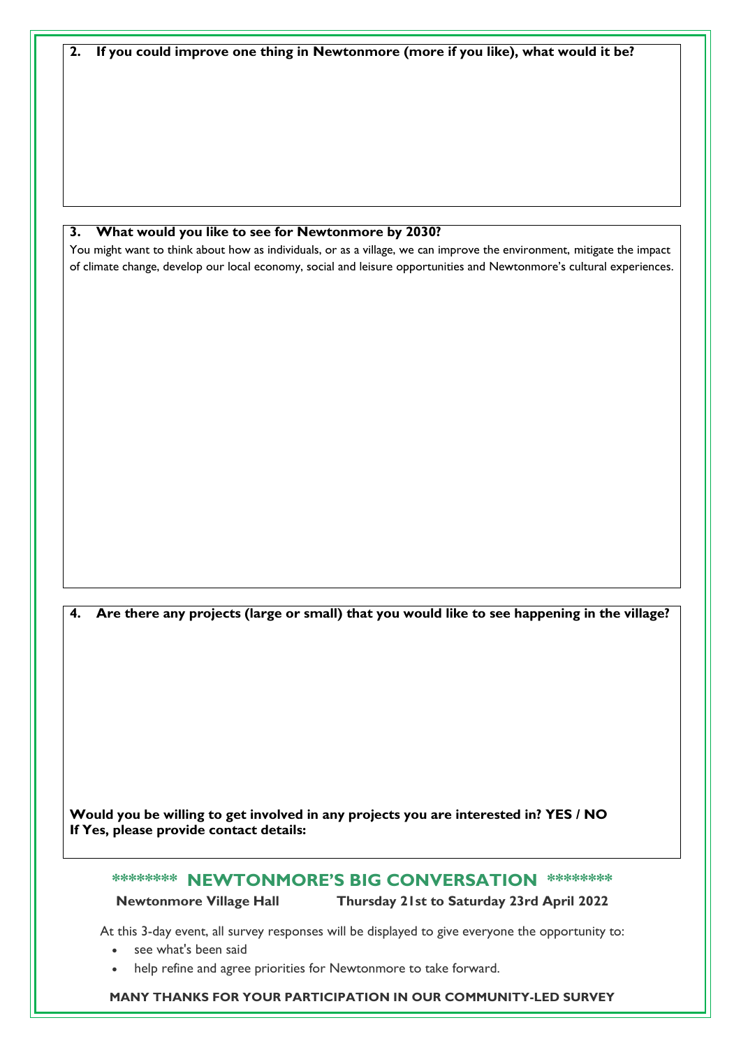**2. If you could improve one thing in Newtonmore (more if you like), what would it be?**

**3. What would you like to see for Newtonmore by 2030?**

You might want to think about how as individuals, or as a village, we can improve the environment, mitigate the impact of climate change, develop our local economy, social and leisure opportunities and Newtonmore's cultural experiences.

**4. Are there any projects (large or small) that you would like to see happening in the village?**

**Would you be willing to get involved in any projects you are interested in? YES / NO**
**If Yes, please provide contact details:**

## ******** NEWTONMORE'S BIG CONVERSATION ********

**Newtonmore Village Hall** **Thursday 21st to Saturday 23rd April 2022**

At this 3-day event, all survey responses will be displayed to give everyone the opportunity to:

- see what's been said
- help refine and agree priorities for Newtonmore to take forward.

**MANY THANKS FOR YOUR PARTICIPATION IN OUR COMMUNITY-LED SURVEY**